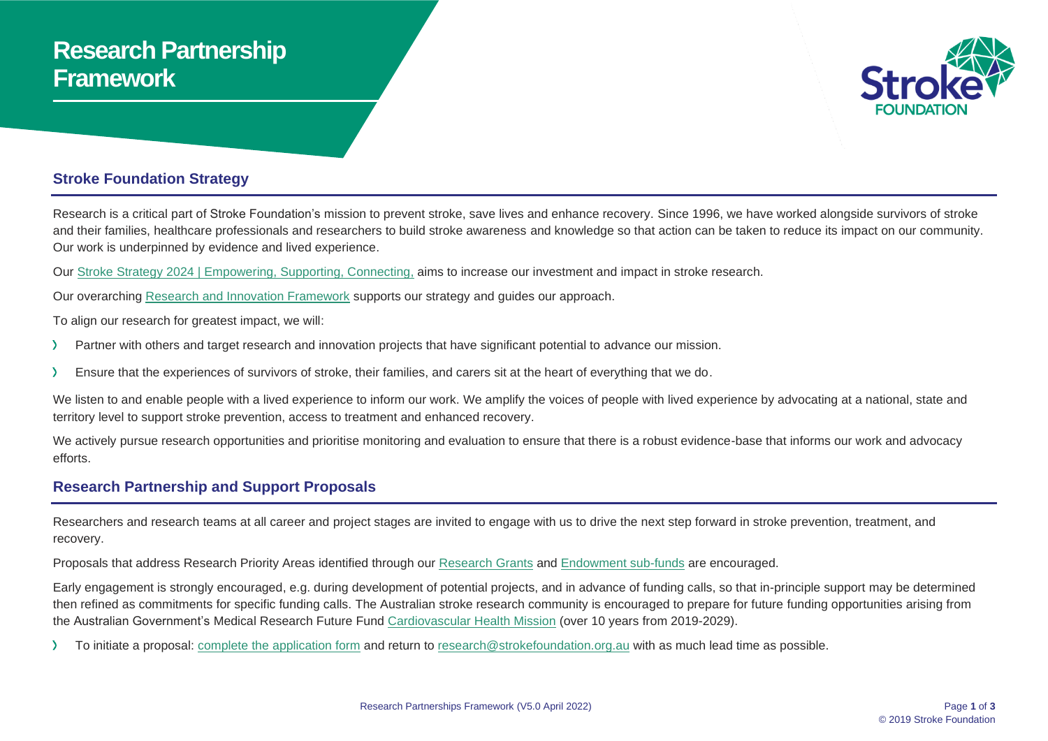# Research Partnership Framework

## Stroke Foundation Strategy

Research is a critical part of Stroke Foundation's mission to prevent stroke, save lives and enhance recovery. Since 1996, we have worked alongside survivors of stroke and their families, healthcare professionals and researchers to build stroke awareness and knowledge so that action can be taken to reduce its impact on our community. Our work is underpinned by evidence and lived experience.

Our Stroke Strategy 2024 | Empowering, Supporting, Connecting, aims to increase our investment and impact in stroke research.

Our overarching Research and Innovation Framework supports our strategy and guides our approach.

To align our research for greatest impact, we will:

- Partner with others and target research and innovation projects that have significant potential to advance our mission.
- Ensure that the experiences of survivors of stroke, their families, and carers sit at the heart of everything that we do.

We listen to and enable people with a lived experience to inform our work. We amplify the voices of people with lived experience by advocating at a national, state and territory level to support stroke prevention, access to treatment and enhanced recovery.

We actively pursue research opportunities and prioritise monitoring and evaluation to ensure that there is a robust evidence-base that informs our work and advocacy efforts.

## Research Partnership and Support Proposals

Researchers and research teams at all career and project stages are invited to engage with us to drive the next step forward in stroke prevention, treatment, and recovery.

Proposals that address Research Priority Areas identified through our Research Grants and Endowment sub-funds are encouraged.

Early engagement is strongly encouraged, e.g. during development of potential projects, and in advance of funding calls, so that in-principle support may be determined then refined as commitments for specific funding calls. The Australian stroke research community is encouraged to prepare for future funding opportunities arising from the Australian Government's Medical Research Future Fund Cardiovascular Health Mission (over 10 years from 2019-2029).

- To initiate a proposal: complete the application form and return to research@strokefoundation.org.au with as much lead time as possible.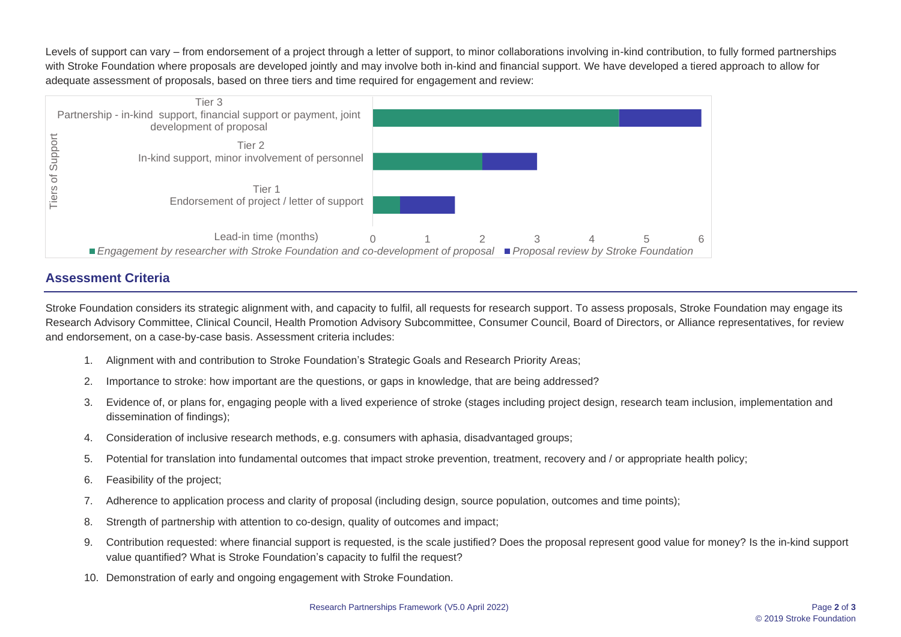Levels of support can vary – from endorsement of a project through a letter of support, to minor collaborations involving in-kind contribution, to fully formed partnerships with Stroke Foundation where proposals are developed jointly and may involve both in-kind and financial support. We have developed a tiered approach to allow for adequate assessment of proposals, based on three tiers and time required for engagement and review:

Tiers of Support

- Tier 3 – Partnership - in-kind support, financial support or payment, joint development of proposal
- Tier 2 – In-kind support, minor involvement of personnel
- Tier 1 – Endorsement of project / letter of support

Lead-in time (months): 0, 1, 2, 3, 4, 5, 6

*Engagement by researcher with Stroke Foundation and co-development of proposal* | *Proposal review by Stroke Foundation*

## Assessment Criteria

Stroke Foundation considers its strategic alignment with, and capacity to fulfil, all requests for research support. To assess proposals, Stroke Foundation may engage its Research Advisory Committee, Clinical Council, Health Promotion Advisory Subcommittee, Consumer Council, Board of Directors, or Alliance representatives, for review and endorsement, on a case-by-case basis. Assessment criteria includes:

1. Alignment with and contribution to Stroke Foundation's Strategic Goals and Research Priority Areas;
2. Importance to stroke: how important are the questions, or gaps in knowledge, that are being addressed?
3. Evidence of, or plans for, engaging people with a lived experience of stroke (stages including project design, research team inclusion, implementation and dissemination of findings);
4. Consideration of inclusive research methods, e.g. consumers with aphasia, disadvantaged groups;
5. Potential for translation into fundamental outcomes that impact stroke prevention, treatment, recovery and / or appropriate health policy;
6. Feasibility of the project;
7. Adherence to application process and clarity of proposal (including design, source population, outcomes and time points);
8. Strength of partnership with attention to co-design, quality of outcomes and impact;
9. Contribution requested: where financial support is requested, is the scale justified? Does the proposal represent good value for money? Is the in-kind support value quantified? What is Stroke Foundation's capacity to fulfil the request?
10. Demonstration of early and ongoing engagement with Stroke Foundation.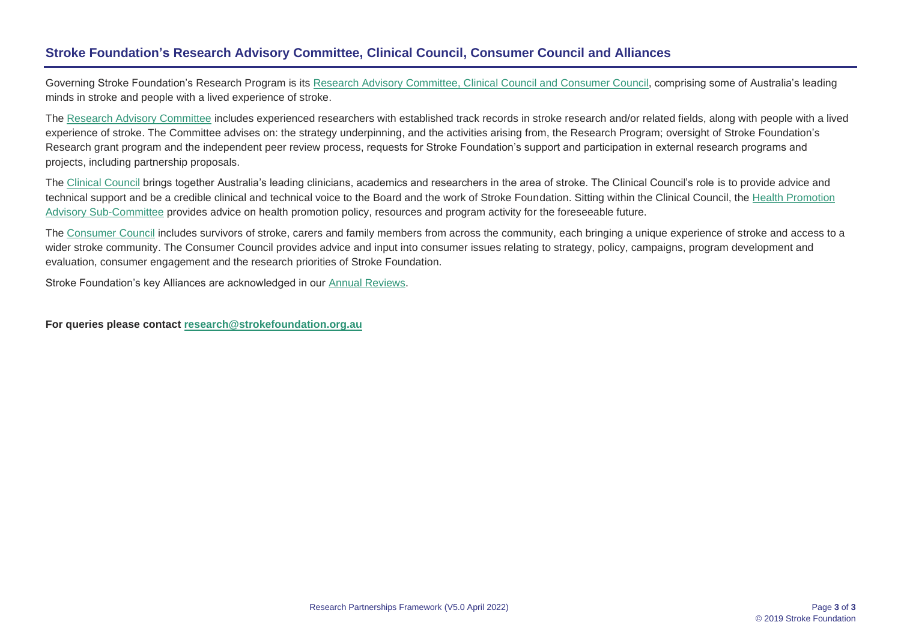## Stroke Foundation's Research Advisory Committee, Clinical Council, Consumer Council and Alliances

Governing Stroke Foundation's Research Program is its Research Advisory Committee, Clinical Council and Consumer Council, comprising some of Australia's leading minds in stroke and people with a lived experience of stroke.

The Research Advisory Committee includes experienced researchers with established track records in stroke research and/or related fields, along with people with a lived experience of stroke. The Committee advises on: the strategy underpinning, and the activities arising from, the Research Program; oversight of Stroke Foundation's Research grant program and the independent peer review process, requests for Stroke Foundation's support and participation in external research programs and projects, including partnership proposals.

The Clinical Council brings together Australia's leading clinicians, academics and researchers in the area of stroke. The Clinical Council's role is to provide advice and technical support and be a credible clinical and technical voice to the Board and the work of Stroke Foundation. Sitting within the Clinical Council, the Health Promotion Advisory Sub-Committee provides advice on health promotion policy, resources and program activity for the foreseeable future.

The Consumer Council includes survivors of stroke, carers and family members from across the community, each bringing a unique experience of stroke and access to a wider stroke community. The Consumer Council provides advice and input into consumer issues relating to strategy, policy, campaigns, program development and evaluation, consumer engagement and the research priorities of Stroke Foundation.

Stroke Foundation's key Alliances are acknowledged in our Annual Reviews.

**For queries please contact research@strokefoundation.org.au**